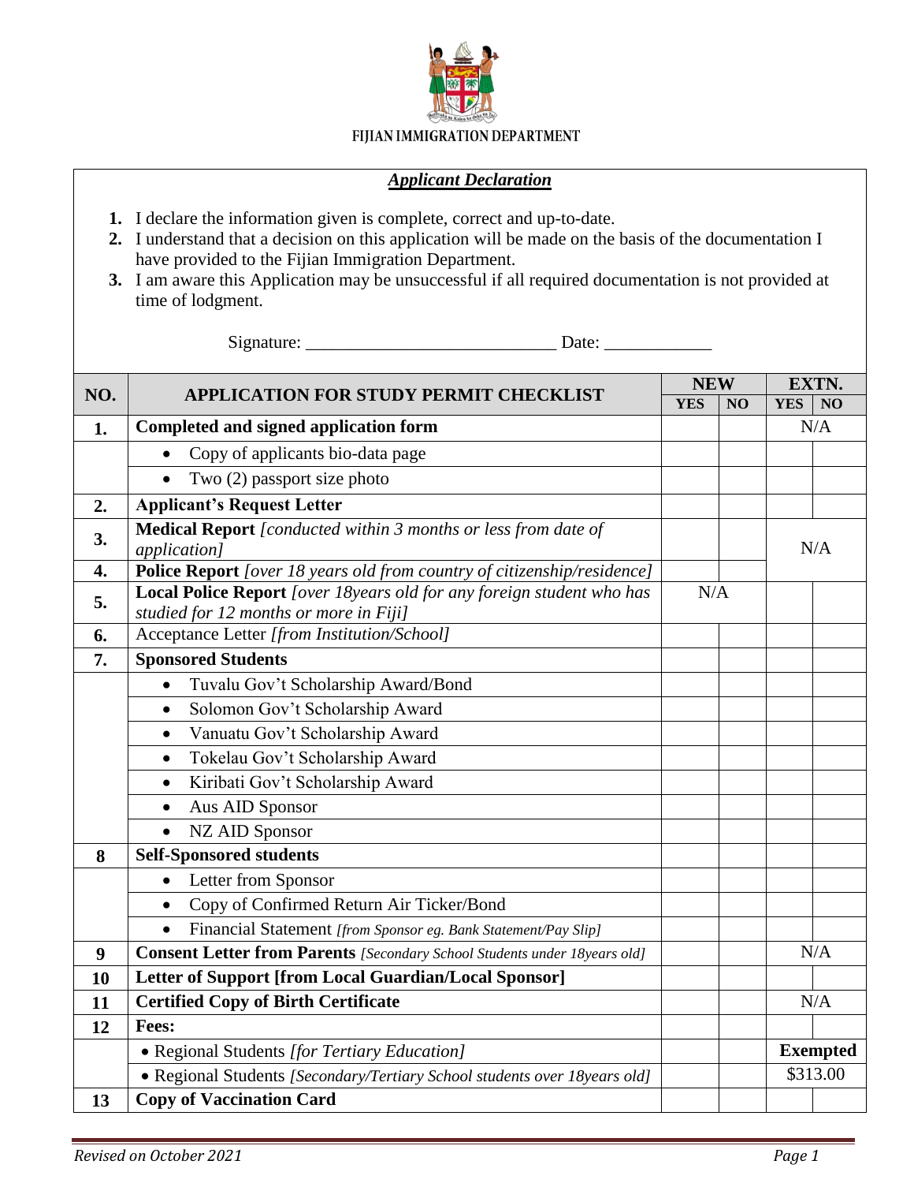FIJIAN IMMIGRATION DEPARTMENT

## *Applicant Declaration*

1. I declare the information given is complete, correct and up-to-date.
2. I understand that a decision on this application will be made on the basis of the documentation I have provided to the Fijian Immigration Department.
3. I am aware this Application may be unsuccessful if all required documentation is not provided at time of lodgment.

Signature: ___________________________ Date: ____________

| NO. | APPLICATION FOR STUDY PERMIT CHECKLIST | NEW | | EXTN. | |
|---|---|---|---|---|---|
| | | YES | NO | YES | NO |
| 1. | **Completed and signed application form** | | | N/A | |
| | • Copy of applicants bio-data page | | | | |
| | • Two (2) passport size photo | | | | |
| 2. | **Applicant's Request Letter** | | | | |
| 3. | **Medical Report** *[conducted within 3 months or less from date of application]* | | | N/A | |
| 4. | **Police Report** *[over 18 years old from country of citizenship/residence]* | | | | |
| 5. | **Local Police Report** *[over 18years old for any foreign student who has studied for 12 months or more in Fiji]* | N/A | | | |
| 6. | Acceptance Letter *[from Institution/School]* | | | | |
| 7. | **Sponsored Students** | | | | |
| | • Tuvalu Gov't Scholarship Award/Bond | | | | |
| | • Solomon Gov't Scholarship Award | | | | |
| | • Vanuatu Gov't Scholarship Award | | | | |
| | • Tokelau Gov't Scholarship Award | | | | |
| | • Kiribati Gov't Scholarship Award | | | | |
| | • Aus AID Sponsor | | | | |
| | • NZ AID Sponsor | | | | |
| 8 | **Self-Sponsored students** | | | | |
| | • Letter from Sponsor | | | | |
| | • Copy of Confirmed Return Air Ticker/Bond | | | | |
| | • Financial Statement *[from Sponsor eg. Bank Statement/Pay Slip]* | | | | |
| 9 | **Consent Letter from Parents** *[Secondary School Students under 18years old]* | | | N/A | |
| 10 | **Letter of Support [from Local Guardian/Local Sponsor]** | | | | |
| 11 | **Certified Copy of Birth Certificate** | | | N/A | |
| 12 | **Fees:** | | | | |
| | • Regional Students *[for Tertiary Education]* | | | **Exempted** | |
| | • Regional Students *[Secondary/Tertiary School students over 18years old]* | | | $313.00 | |
| 13 | **Copy of Vaccination Card** | | | | |

*Revised on October 2021*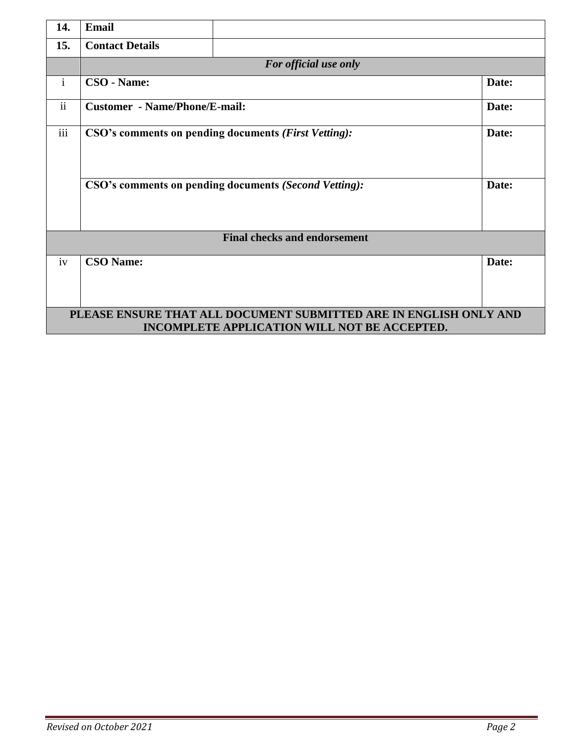| | | | |
|---|---|---|---|
| **14.** | **Email** | | |
| **15.** | **Contact Details** | | |
| | ***For official use only*** | | |
| i | **CSO - Name:** | | **Date:** |
| ii | **Customer - Name/Phone/E-mail:** | | **Date:** |
| iii | **CSO's comments on pending documents *(First Vetting):*** | | **Date:** |
| | **CSO's comments on pending documents *(Second Vetting):*** | | **Date:** |
| **Final checks and endorsement** | | | |
| iv | **CSO Name:** | | **Date:** |
| **PLEASE ENSURE THAT ALL DOCUMENT SUBMITTED ARE IN ENGLISH ONLY AND INCOMPLETE APPLICATION WILL NOT BE ACCEPTED.** | | | |

*Revised on October 2021*